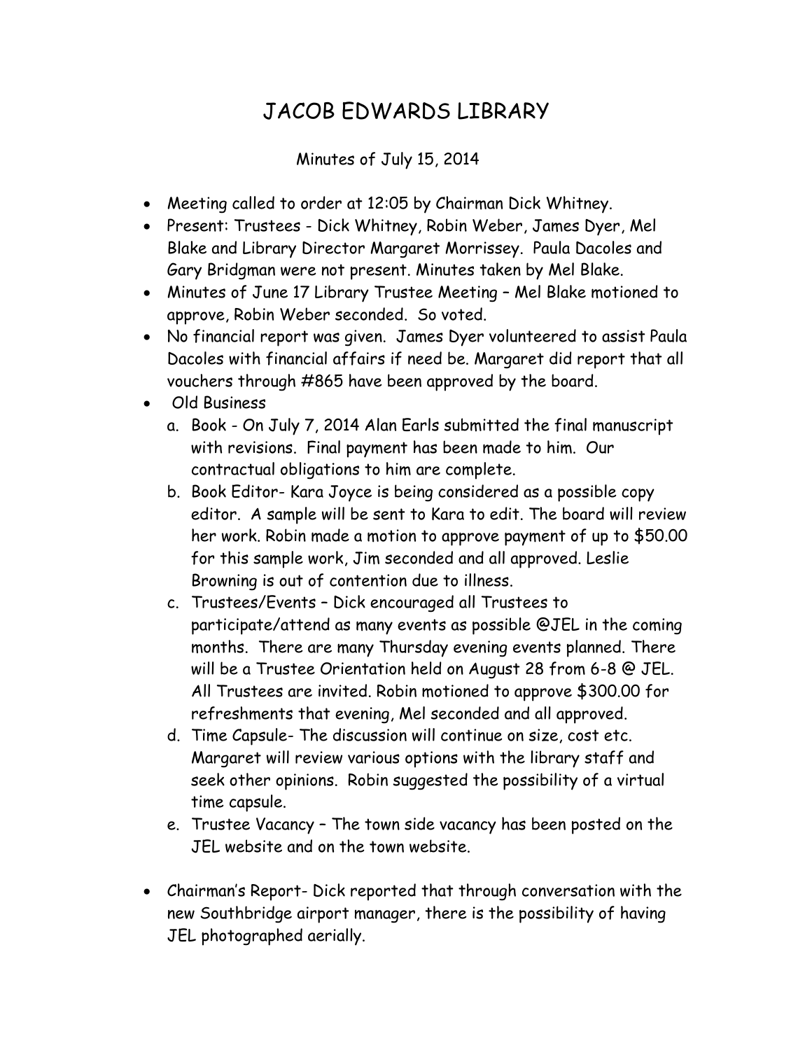# JACOB EDWARDS LIBRARY

Minutes of July 15, 2014

- Meeting called to order at 12:05 by Chairman Dick Whitney.
- Present: Trustees - Dick Whitney, Robin Weber, James Dyer, Mel Blake and Library Director Margaret Morrissey. Paula Dacoles and Gary Bridgman were not present. Minutes taken by Mel Blake.
- Minutes of June 17 Library Trustee Meeting – Mel Blake motioned to approve, Robin Weber seconded. So voted.
- No financial report was given. James Dyer volunteered to assist Paula Dacoles with financial affairs if need be. Margaret did report that all vouchers through #865 have been approved by the board.
- Old Business
  a. Book - On July 7, 2014 Alan Earls submitted the final manuscript with revisions. Final payment has been made to him. Our contractual obligations to him are complete.
  b. Book Editor- Kara Joyce is being considered as a possible copy editor. A sample will be sent to Kara to edit. The board will review her work. Robin made a motion to approve payment of up to $50.00 for this sample work, Jim seconded and all approved. Leslie Browning is out of contention due to illness.
  c. Trustees/Events – Dick encouraged all Trustees to participate/attend as many events as possible @JEL in the coming months. There are many Thursday evening events planned. There will be a Trustee Orientation held on August 28 from 6-8 @ JEL. All Trustees are invited. Robin motioned to approve $300.00 for refreshments that evening, Mel seconded and all approved.
  d. Time Capsule- The discussion will continue on size, cost etc. Margaret will review various options with the library staff and seek other opinions. Robin suggested the possibility of a virtual time capsule.
  e. Trustee Vacancy – The town side vacancy has been posted on the JEL website and on the town website.
- Chairman's Report- Dick reported that through conversation with the new Southbridge airport manager, there is the possibility of having JEL photographed aerially.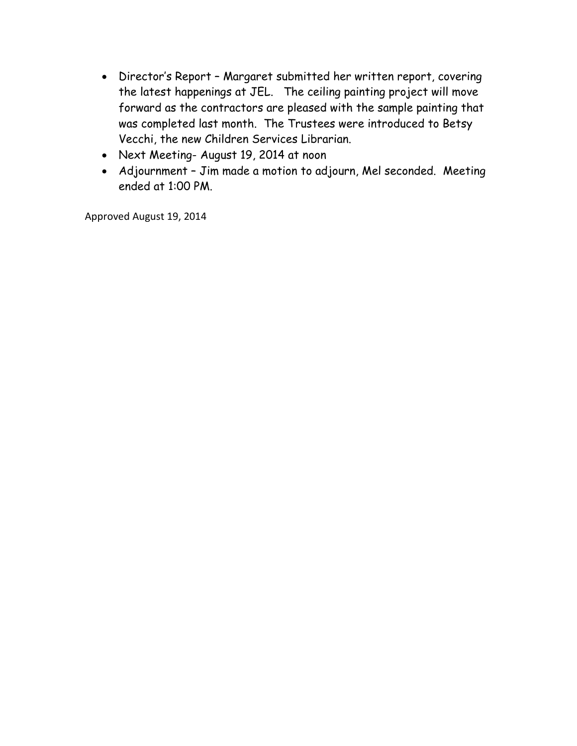- Director's Report – Margaret submitted her written report, covering the latest happenings at JEL. The ceiling painting project will move forward as the contractors are pleased with the sample painting that was completed last month. The Trustees were introduced to Betsy Vecchi, the new Children Services Librarian.
- Next Meeting- August 19, 2014 at noon
- Adjournment – Jim made a motion to adjourn, Mel seconded. Meeting ended at 1:00 PM.

Approved August 19, 2014